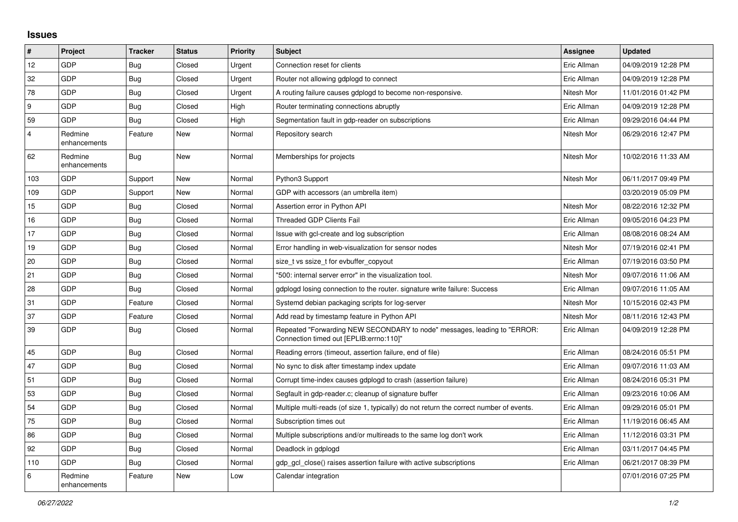## Issues

| # | Project | Tracker | Status | Priority | Subject | Assignee | Updated |
|---|---|---|---|---|---|---|---|
| 12 | GDP | Bug | Closed | Urgent | Connection reset for clients | Eric Allman | 04/09/2019 12:28 PM |
| 32 | GDP | Bug | Closed | Urgent | Router not allowing gdplogd to connect | Eric Allman | 04/09/2019 12:28 PM |
| 78 | GDP | Bug | Closed | Urgent | A routing failure causes gdplogd to become non-responsive. | Nitesh Mor | 11/01/2016 01:42 PM |
| 9 | GDP | Bug | Closed | High | Router terminating connections abruptly | Eric Allman | 04/09/2019 12:28 PM |
| 59 | GDP | Bug | Closed | High | Segmentation fault in gdp-reader on subscriptions | Eric Allman | 09/29/2016 04:44 PM |
| 4 | Redmine enhancements | Feature | New | Normal | Repository search | Nitesh Mor | 06/29/2016 12:47 PM |
| 62 | Redmine enhancements | Bug | New | Normal | Memberships for projects | Nitesh Mor | 10/02/2016 11:33 AM |
| 103 | GDP | Support | New | Normal | Python3 Support | Nitesh Mor | 06/11/2017 09:49 PM |
| 109 | GDP | Support | New | Normal | GDP with accessors (an umbrella item) | | 03/20/2019 05:09 PM |
| 15 | GDP | Bug | Closed | Normal | Assertion error in Python API | Nitesh Mor | 08/22/2016 12:32 PM |
| 16 | GDP | Bug | Closed | Normal | Threaded GDP Clients Fail | Eric Allman | 09/05/2016 04:23 PM |
| 17 | GDP | Bug | Closed | Normal | Issue with gcl-create and log subscription | Eric Allman | 08/08/2016 08:24 AM |
| 19 | GDP | Bug | Closed | Normal | Error handling in web-visualization for sensor nodes | Nitesh Mor | 07/19/2016 02:41 PM |
| 20 | GDP | Bug | Closed | Normal | size_t vs ssize_t for evbuffer_copyout | Eric Allman | 07/19/2016 03:50 PM |
| 21 | GDP | Bug | Closed | Normal | "500: internal server error" in the visualization tool. | Nitesh Mor | 09/07/2016 11:06 AM |
| 28 | GDP | Bug | Closed | Normal | gdplogd losing connection to the router. signature write failure: Success | Eric Allman | 09/07/2016 11:05 AM |
| 31 | GDP | Feature | Closed | Normal | Systemd debian packaging scripts for log-server | Nitesh Mor | 10/15/2016 02:43 PM |
| 37 | GDP | Feature | Closed | Normal | Add read by timestamp feature in Python API | Nitesh Mor | 08/11/2016 12:43 PM |
| 39 | GDP | Bug | Closed | Normal | Repeated "Forwarding NEW SECONDARY to node" messages, leading to "ERROR: Connection timed out [EPLIB:errno:110]" | Eric Allman | 04/09/2019 12:28 PM |
| 45 | GDP | Bug | Closed | Normal | Reading errors (timeout, assertion failure, end of file) | Eric Allman | 08/24/2016 05:51 PM |
| 47 | GDP | Bug | Closed | Normal | No sync to disk after timestamp index update | Eric Allman | 09/07/2016 11:03 AM |
| 51 | GDP | Bug | Closed | Normal | Corrupt time-index causes gdplogd to crash (assertion failure) | Eric Allman | 08/24/2016 05:31 PM |
| 53 | GDP | Bug | Closed | Normal | Segfault in gdp-reader.c; cleanup of signature buffer | Eric Allman | 09/23/2016 10:06 AM |
| 54 | GDP | Bug | Closed | Normal | Multiple multi-reads (of size 1, typically) do not return the correct number of events. | Eric Allman | 09/29/2016 05:01 PM |
| 75 | GDP | Bug | Closed | Normal | Subscription times out | Eric Allman | 11/19/2016 06:45 AM |
| 86 | GDP | Bug | Closed | Normal | Multiple subscriptions and/or multireads to the same log don't work | Eric Allman | 11/12/2016 03:31 PM |
| 92 | GDP | Bug | Closed | Normal | Deadlock in gdplogd | Eric Allman | 03/11/2017 04:45 PM |
| 110 | GDP | Bug | Closed | Normal | gdp_gcl_close() raises assertion failure with active subscriptions | Eric Allman | 06/21/2017 08:39 PM |
| 6 | Redmine enhancements | Feature | New | Low | Calendar integration | | 07/01/2016 07:25 PM |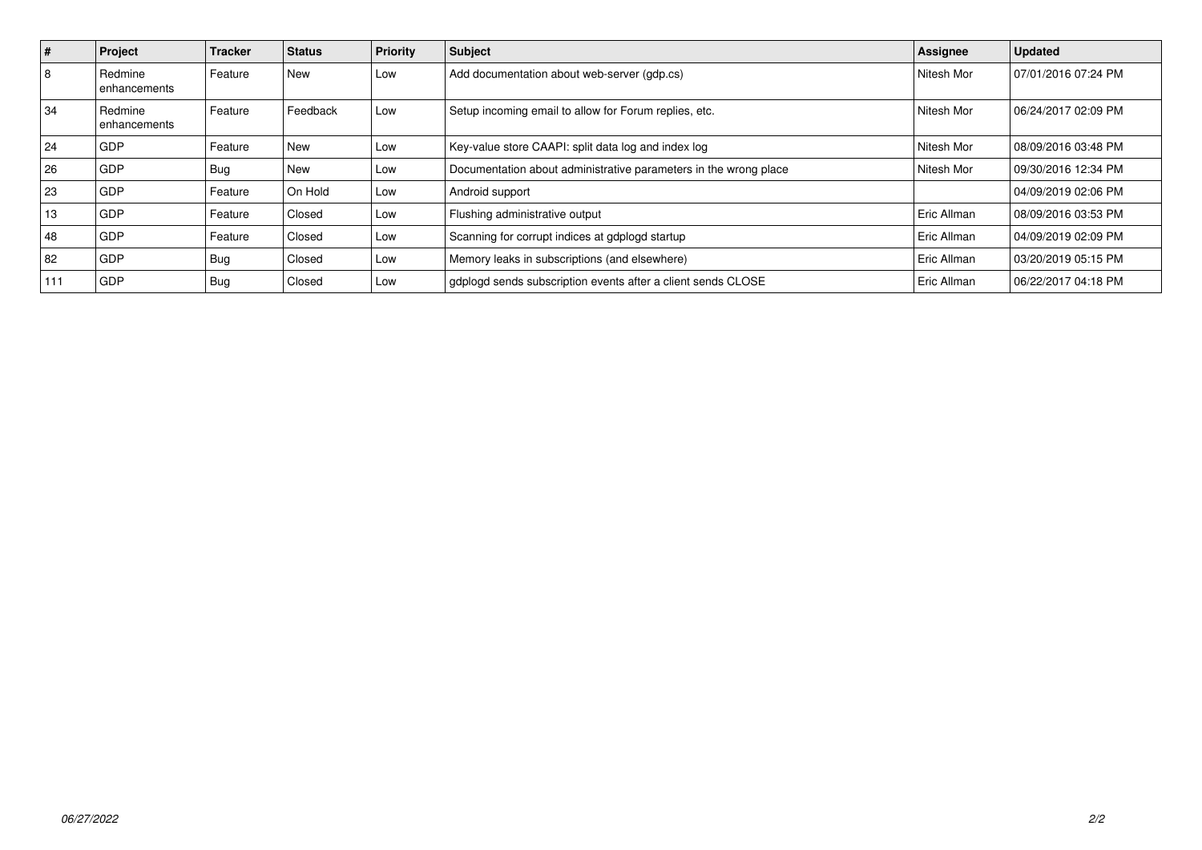| # | Project | Tracker | Status | Priority | Subject | Assignee | Updated |
|---|---|---|---|---|---|---|---|
| 8 | Redmine enhancements | Feature | New | Low | Add documentation about web-server (gdp.cs) | Nitesh Mor | 07/01/2016 07:24 PM |
| 34 | Redmine enhancements | Feature | Feedback | Low | Setup incoming email to allow for Forum replies, etc. | Nitesh Mor | 06/24/2017 02:09 PM |
| 24 | GDP | Feature | New | Low | Key-value store CAAPI: split data log and index log | Nitesh Mor | 08/09/2016 03:48 PM |
| 26 | GDP | Bug | New | Low | Documentation about administrative parameters in the wrong place | Nitesh Mor | 09/30/2016 12:34 PM |
| 23 | GDP | Feature | On Hold | Low | Android support | | 04/09/2019 02:06 PM |
| 13 | GDP | Feature | Closed | Low | Flushing administrative output | Eric Allman | 08/09/2016 03:53 PM |
| 48 | GDP | Feature | Closed | Low | Scanning for corrupt indices at gdplogd startup | Eric Allman | 04/09/2019 02:09 PM |
| 82 | GDP | Bug | Closed | Low | Memory leaks in subscriptions (and elsewhere) | Eric Allman | 03/20/2019 05:15 PM |
| 111 | GDP | Bug | Closed | Low | gdplogd sends subscription events after a client sends CLOSE | Eric Allman | 06/22/2017 04:18 PM |